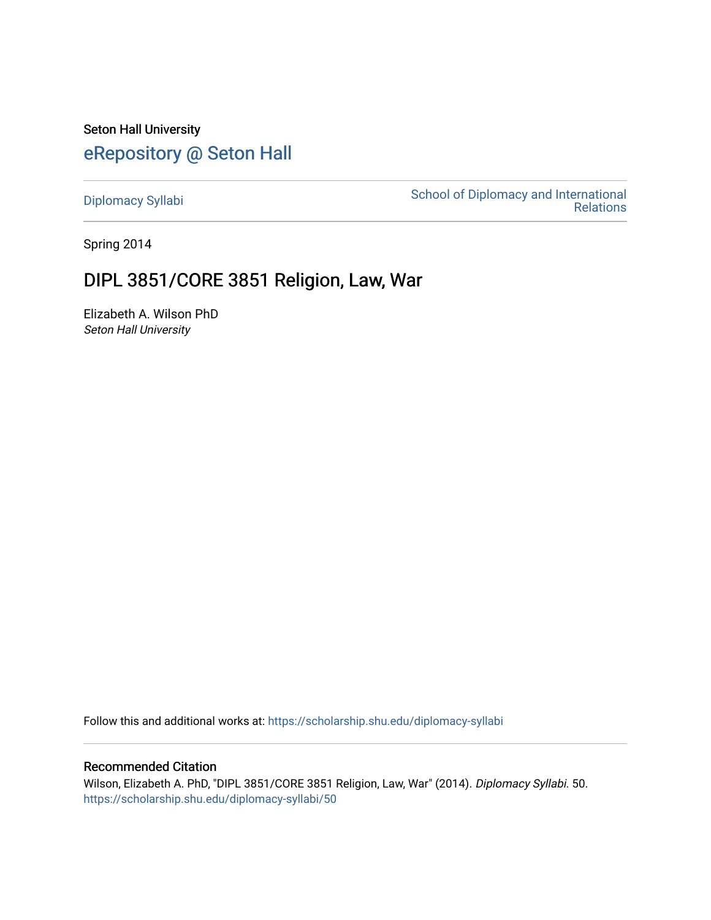Seton Hall University

# eRepository @ Seton Hall

Diplomacy Syllabi

School of Diplomacy and International Relations

Spring 2014

## DIPL 3851/CORE 3851 Religion, Law, War

Elizabeth A. Wilson PhD

*Seton Hall University*

Follow this and additional works at: https://scholarship.shu.edu/diplomacy-syllabi

### Recommended Citation

Wilson, Elizabeth A. PhD, "DIPL 3851/CORE 3851 Religion, Law, War" (2014). *Diplomacy Syllabi*. 50.
https://scholarship.shu.edu/diplomacy-syllabi/50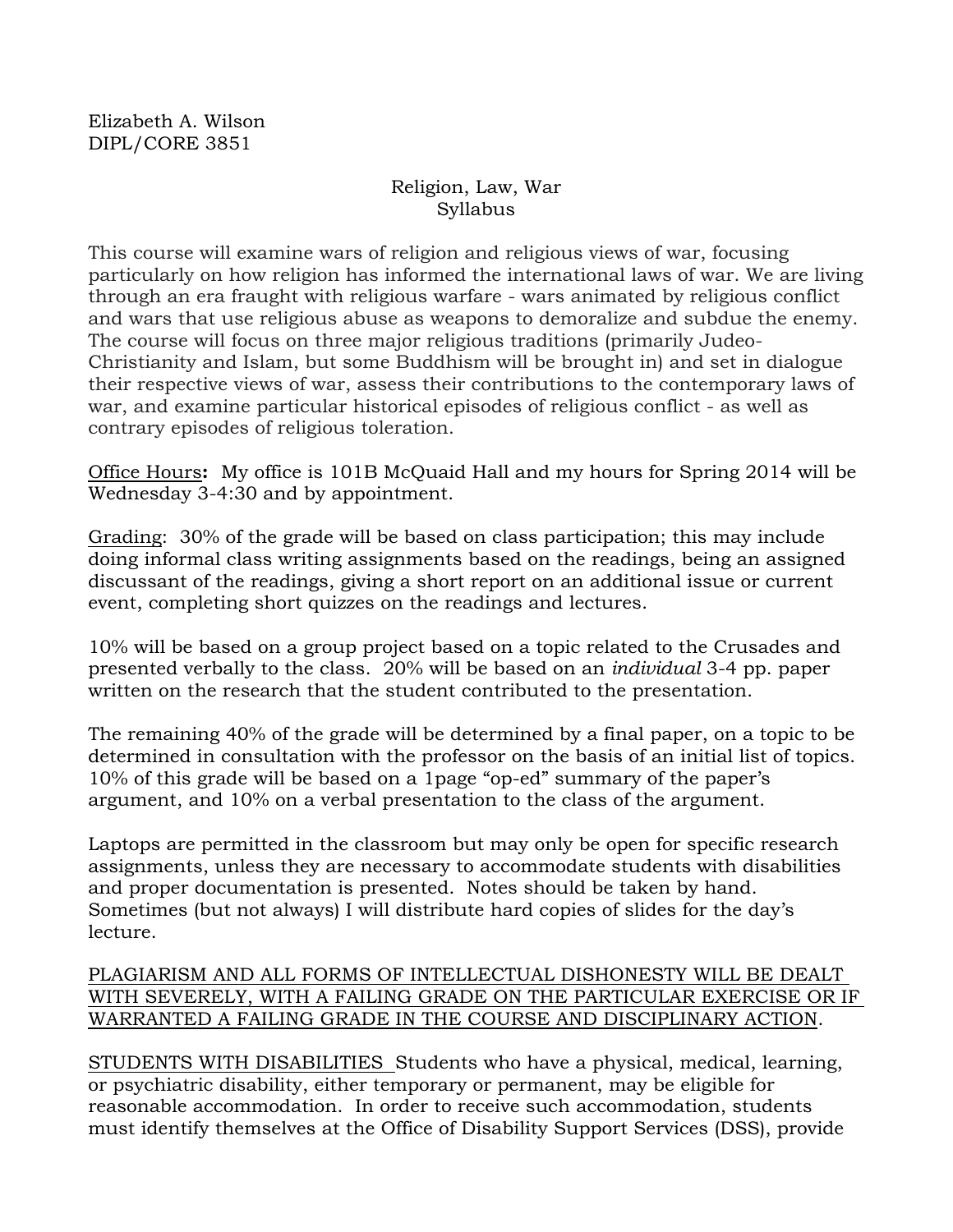Elizabeth A. Wilson
DIPL/CORE 3851

Religion, Law, War
Syllabus

This course will examine wars of religion and religious views of war, focusing particularly on how religion has informed the international laws of war. We are living through an era fraught with religious warfare - wars animated by religious conflict and wars that use religious abuse as weapons to demoralize and subdue the enemy. The course will focus on three major religious traditions (primarily Judeo-Christianity and Islam, but some Buddhism will be brought in) and set in dialogue their respective views of war, assess their contributions to the contemporary laws of war, and examine particular historical episodes of religious conflict - as well as contrary episodes of religious toleration.

<u>Office Hours</u>**:** My office is 101B McQuaid Hall and my hours for Spring 2014 will be Wednesday 3-4:30 and by appointment.

<u>Grading</u>: 30% of the grade will be based on class participation; this may include doing informal class writing assignments based on the readings, being an assigned discussant of the readings, giving a short report on an additional issue or current event, completing short quizzes on the readings and lectures.

10% will be based on a group project based on a topic related to the Crusades and presented verbally to the class. 20% will be based on an *individual* 3-4 pp. paper written on the research that the student contributed to the presentation.

The remaining 40% of the grade will be determined by a final paper, on a topic to be determined in consultation with the professor on the basis of an initial list of topics. 10% of this grade will be based on a 1page "op-ed" summary of the paper's argument, and 10% on a verbal presentation to the class of the argument.

Laptops are permitted in the classroom but may only be open for specific research assignments, unless they are necessary to accommodate students with disabilities and proper documentation is presented. Notes should be taken by hand. Sometimes (but not always) I will distribute hard copies of slides for the day's lecture.

<u>PLAGIARISM AND ALL FORMS OF INTELLECTUAL DISHONESTY WILL BE DEALT WITH SEVERELY, WITH A FAILING GRADE ON THE PARTICULAR EXERCISE OR IF WARRANTED A FAILING GRADE IN THE COURSE AND DISCIPLINARY ACTION</u>.

<u>STUDENTS WITH DISABILITIES</u> Students who have a physical, medical, learning, or psychiatric disability, either temporary or permanent, may be eligible for reasonable accommodation. In order to receive such accommodation, students must identify themselves at the Office of Disability Support Services (DSS), provide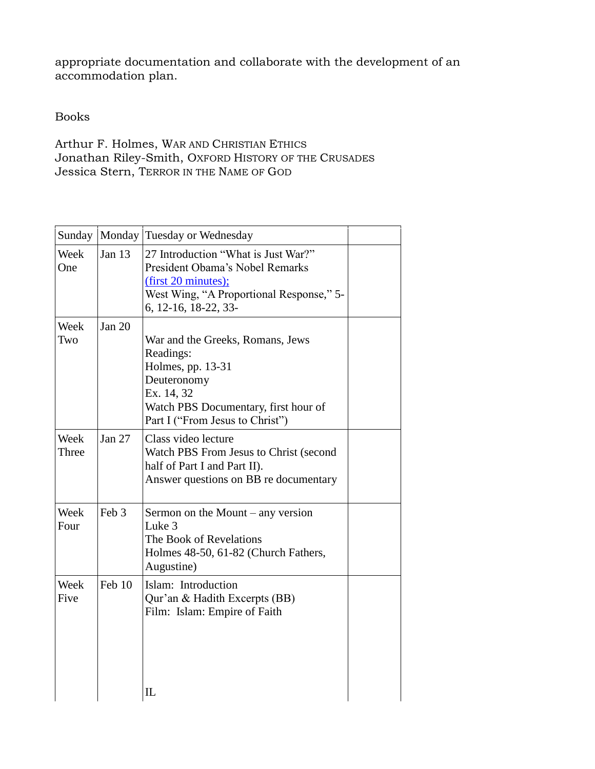appropriate documentation and collaborate with the development of an accommodation plan.

Books

Arthur F. Holmes, War and Christian Ethics
Jonathan Riley-Smith, Oxford History of the Crusades
Jessica Stern, Terror in the Name of God

| Sunday | Monday | Tuesday or Wednesday | |
|---|---|---|---|
| Week One | Jan 13 | 27 Introduction "What is Just War?"<br>President Obama's Nobel Remarks (first 20 minutes);<br>West Wing, "A Proportional Response," 5-6, 12-16, 18-22, 33- | |
| Week Two | Jan 20 | War and the Greeks, Romans, Jews<br>Readings:<br>Holmes, pp. 13-31<br>Deuteronomy<br>Ex. 14, 32<br>Watch PBS Documentary, first hour of Part I ("From Jesus to Christ") | |
| Week Three | Jan 27 | Class video lecture<br>Watch PBS From Jesus to Christ (second half of Part I and Part II).<br>Answer questions on BB re documentary | |
| Week Four | Feb 3 | Sermon on the Mount – any version<br>Luke 3<br>The Book of Revelations<br>Holmes 48-50, 61-82 (Church Fathers, Augustine) | |
| Week Five | Feb 10 | Islam: Introduction<br>Qur'an & Hadith Excerpts (BB)<br>Film: Islam: Empire of Faith<br><br>IL | |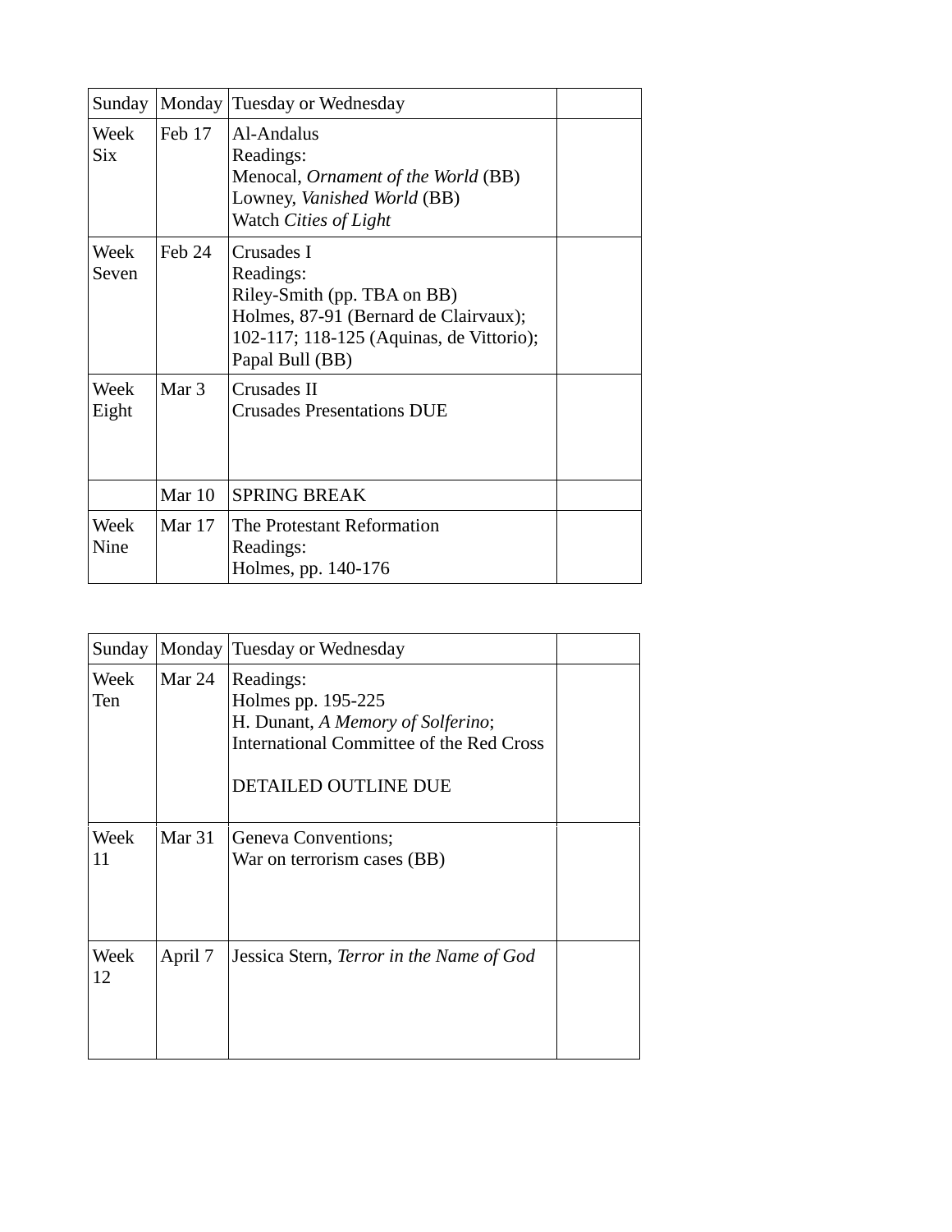| Sunday | Monday | Tuesday or Wednesday | |
|---|---|---|---|
| Week Six | Feb 17 | Al-Andalus<br>Readings:<br>Menocal, *Ornament of the World* (BB)<br>Lowney, *Vanished World* (BB)<br>Watch *Cities of Light* | |
| Week Seven | Feb 24 | Crusades I<br>Readings:<br>Riley-Smith (pp. TBA on BB)<br>Holmes, 87-91 (Bernard de Clairvaux); 102-117; 118-125 (Aquinas, de Vittorio); Papal Bull (BB) | |
| Week Eight | Mar 3 | Crusades II<br>Crusades Presentations DUE | |
| | Mar 10 | SPRING BREAK | |
| Week Nine | Mar 17 | The Protestant Reformation<br>Readings:<br>Holmes, pp. 140-176 | |

| Sunday | Monday | Tuesday or Wednesday | |
|---|---|---|---|
| Week Ten | Mar 24 | Readings:<br>Holmes pp. 195-225<br>H. Dunant, *A Memory of Solferino*;<br>International Committee of the Red Cross<br><br>DETAILED OUTLINE DUE | |
| Week 11 | Mar 31 | Geneva Conventions;<br>War on terrorism cases (BB) | |
| Week 12 | April 7 | Jessica Stern, *Terror in the Name of God* | |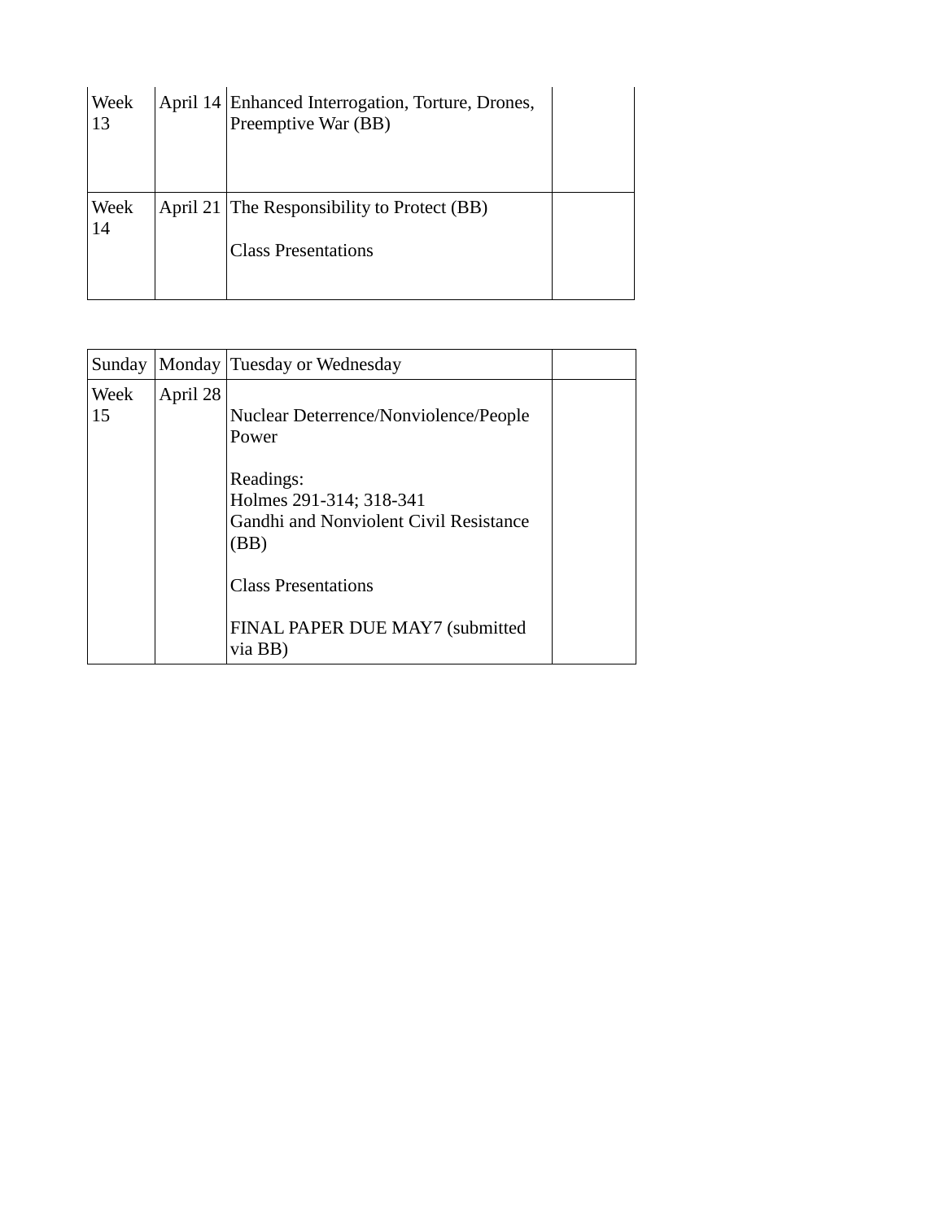| Week 13 | April 14 | Enhanced Interrogation, Torture, Drones, Preemptive War (BB) | |
|---|---|---|---|
| Week 14 | April 21 | The Responsibility to Protect (BB)<br><br>Class Presentations | |

| Sunday | Monday | Tuesday or Wednesday | |
|---|---|---|---|
| Week 15 | April 28 | Nuclear Deterrence/Nonviolence/People Power<br><br>Readings:<br>Holmes 291-314; 318-341<br>Gandhi and Nonviolent Civil Resistance (BB)<br><br>Class Presentations<br><br>FINAL PAPER DUE MAY7 (submitted via BB) | |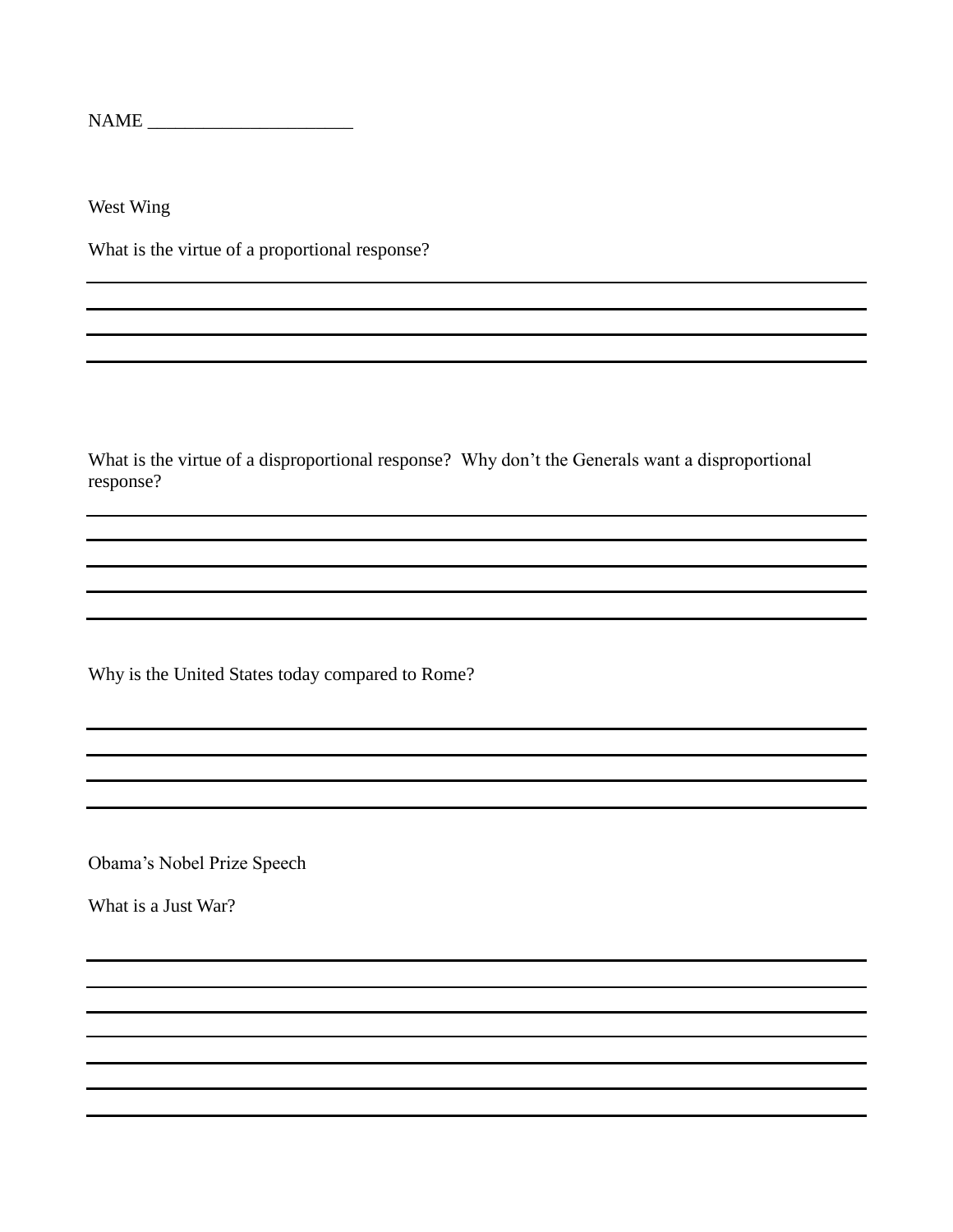NAME ______________________

West Wing

What is the virtue of a proportional response?

What is the virtue of a disproportional response? Why don't the Generals want a disproportional response?

Why is the United States today compared to Rome?

Obama's Nobel Prize Speech

What is a Just War?